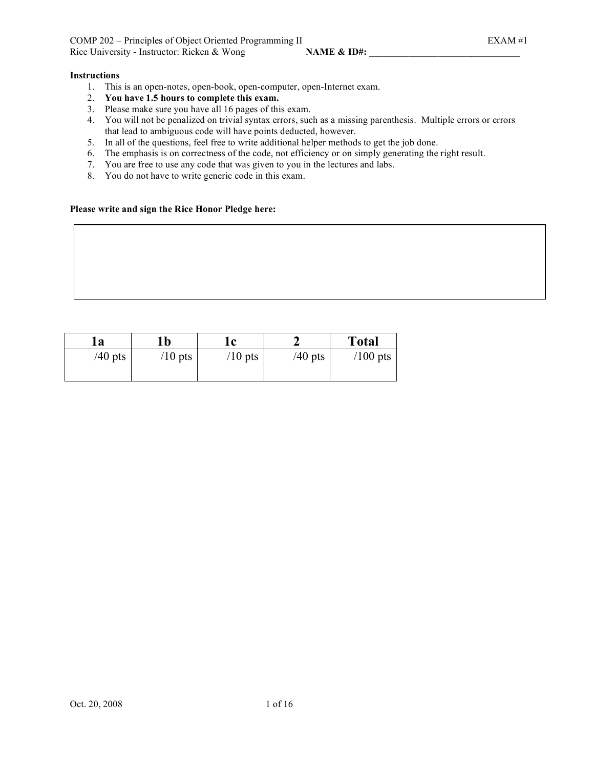COMP 202 – Principles of Object Oriented Programming II EXAM #1

Rice University - Instructor: Ricken & Wong **NAME & ID#:** _______________________________

**Instructions**

1. This is an open-notes, open-book, open-computer, open-Internet exam.
2. **You have 1.5 hours to complete this exam.**
3. Please make sure you have all 16 pages of this exam.
4. You will not be penalized on trivial syntax errors, such as a missing parenthesis. Multiple errors or errors that lead to ambiguous code will have points deducted, however.
5. In all of the questions, feel free to write additional helper methods to get the job done.
6. The emphasis is on correctness of the code, not efficiency or on simply generating the right result.
7. You are free to use any code that was given to you in the lectures and labs.
8. You do not have to write generic code in this exam.

**Please write and sign the Rice Honor Pledge here:**

| 1a | 1b | 1c | 2 | Total |
|---|---|---|---|---|
| /40 pts | /10 pts | /10 pts | /40 pts | /100 pts |

Oct. 20, 2008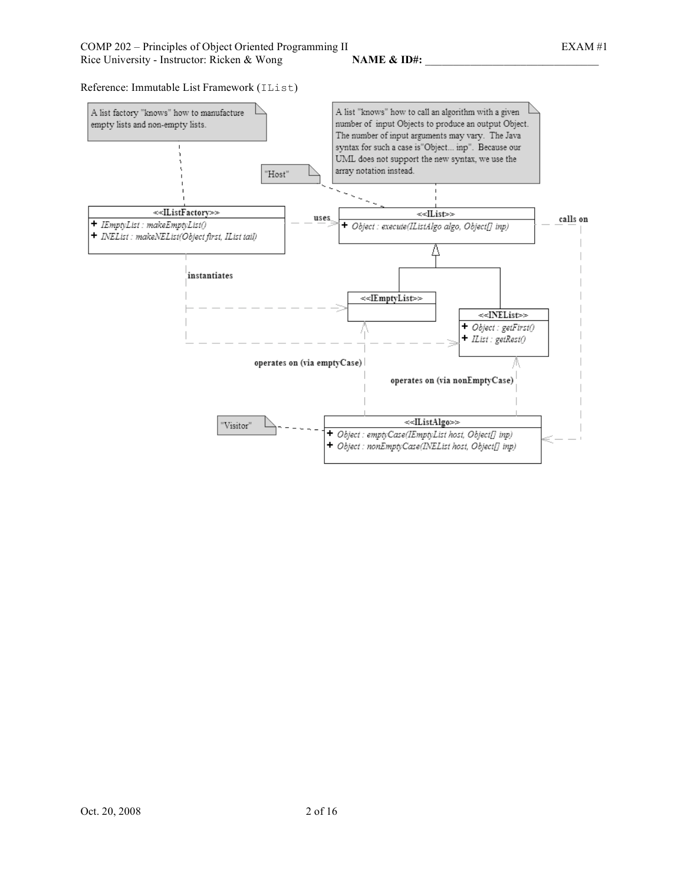Reference: Immutable List Framework (`IList`)

A list factory "knows" how to manufacture empty lists and non-empty lists.

A list "knows" how to call an algorithm with a given number of input Objects to produce an output Object. The number of input arguments may vary. The Java syntax for such a case is "Object... inp". Because our UML does not support the new syntax, we use the array notation instead.

"Host"

<<IListFactory>>
+ IEmptyList : makeEmptyList()
+ INEList : makeNEList(Object first, IList tail)

uses

<<IList>>
+ Object : execute(IListAlgo algo, Object[] inp)

calls on

instantiates

<<IEmptyList>>

<<INEList>>
+ Object : getFirst()
+ IList : getRest()

operates on (via emptyCase)

operates on (via nonEmptyCase)

"Visitor"

<<IListAlgo>>
+ Object : emptyCase(IEmptyList host, Object[] inp)
+ Object : nonEmptyCase(INEList host, Object[] inp)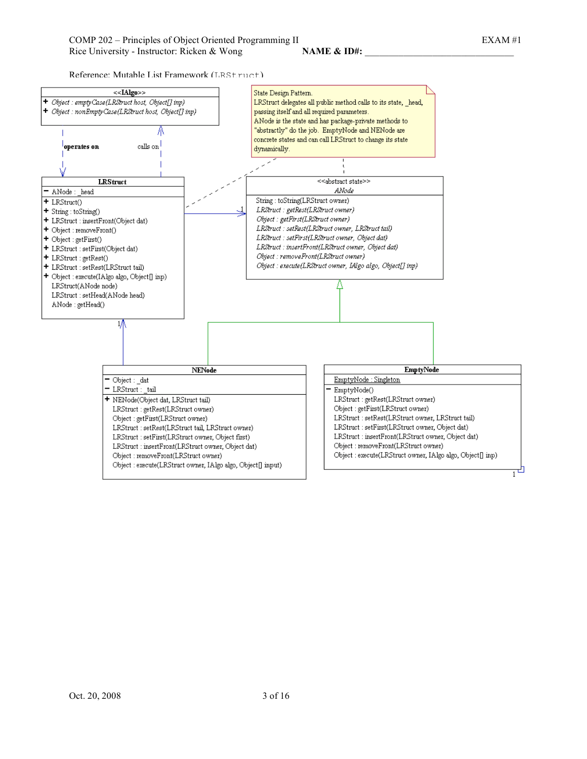Reference: Mutable List Framework (LRStruct)

**<<IAlgo>>**
+ *Object : emptyCase(LRStruct host, Object[] inp)*
+ *Object : nonEmptyCase(LRStruct host, Object[] inp)*

operates on

calls on

State Design Pattern.
LRStruct delegates all public method calls to its state, _head, passing itself and all required parameters.
ANode is the state and has package-private methods to "abstractly" do the job. EmptyNode and NENode are concrete states and can call LRStruct to change its state dynamically.

**LRStruct**
- ANode : _head
+ LRStruct()
+ String : toString()
+ LRStruct : insertFront(Object dat)
+ Object : removeFront()
+ Object : getFirst()
+ LRStruct : setFirst(Object dat)
+ LRStruct : getRest()
+ LRStruct : setRest(LRStruct tail)
+ Object : execute(IAlgo algo, Object[] inp)
LRStruct(ANode node)
LRStruct : setHead(ANode head)
ANode : getHead()

1

**<<abstract state>>**
*ANode*
String : toString(LRStruct owner)
*LRStruct : getRest(LRStruct owner)*
*Object : getFirst(LRStruct owner)*
*LRStruct : setRest(LRStruct owner, LRStruct tail)*
*LRStruct : setFirst(LRStruct owner, Object dat)*
*LRStruct : insertFront(LRStruct owner, Object dat)*
*Object : removeFront(LRStruct owner)*
*Object : execute(LRStruct owner, IAlgo algo, Object[] inp)*

1

**NENode**
- Object : _dat
- LRStruct : _tail
+ NENode(Object dat, LRStruct tail)
LRStruct : getRest(LRStruct owner)
Object : getFirst(LRStruct owner)
LRStruct : setRest(LRStruct tail, LRStruct owner)
LRStruct : setFirst(LRStruct owner, Object first)
LRStruct : insertFront(LRStruct owner, Object dat)
Object : removeFront(LRStruct owner)
Object : execute(LRStruct owner, IAlgo algo, Object[] input)

**EmptyNode**
EmptyNode : Singleton
- EmptyNode()
LRStruct : getRest(LRStruct owner)
Object : getFirst(LRStruct owner)
LRStruct : setRest(LRStruct owner, LRStruct tail)
LRStruct : setFirst(LRStruct owner, Object dat)
LRStruct : insertFront(LRStruct owner, Object dat)
Object : removeFront(LRStruct owner)
Object : execute(LRStruct owner, IAlgo algo, Object[] inp)

1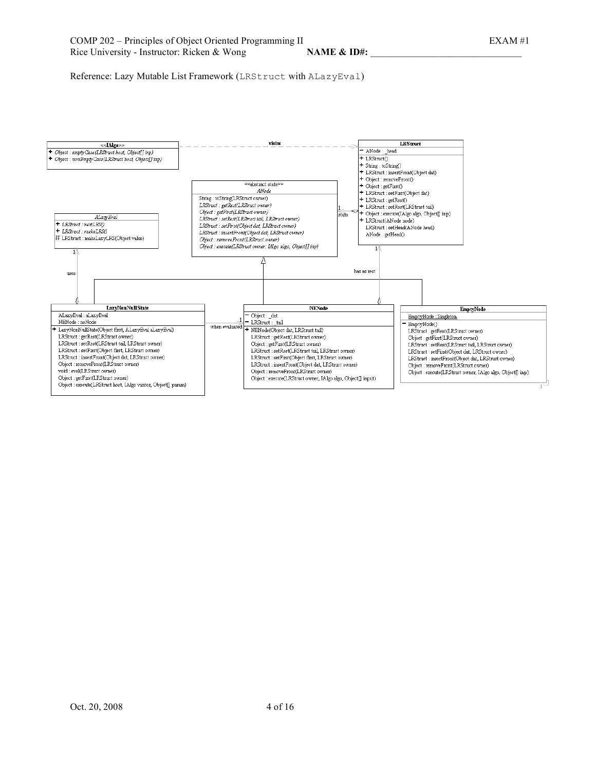Reference: Lazy Mutable List Framework (LRStruct with ALazyEval)

```
<<IAlgo>>
+ Object : emptyCase(LRStruct host, Object[] inp)
+ Object : nonEmptyCase(LRStruct host, Object[] inp)
```

visits

```
LRStruct
- ANode : _head
+ LRStruct()
+ String : toString()
+ LRStruct : insertFront(Object dat)
+ Object : removeFront()
+ Object : getFirst()
+ LRStruct : setFirst(Object dat)
+ LRStruct : getRest()
+ LRStruct : setRest(LRStruct tail)
+ Object : execute(IAlgo algo, Object[] inp)
+ LRStruct(ANode node)
  LRStruct : setHead(ANode head)
  ANode : getHead()
```

```
<<abstract state>>
ANode
String : toString(LRStruct owner)
LRStruct : getRest(LRStruct owner)
Object : getFirst(LRStruct owner)
LRStruct : setRest(LRStruct tail, LRStruct owner)
LRStruct : setFirst(Object dat, LRStruct owner)
LRStruct : insertFront(Object dat, LRStruct owner)
Object : removeFront(LRStruct owner)
Object : execute(LRStruct owner, IAlgo algo, Object[] inp)
```

state 1

```
ALazyEval
+ LRStruct : nextLRS()
+ LRStruct : makeLRS()
# LRStruct : makeLazyLRS(Object value)
```

uses 1

has as rest 1

```
LazyNonNullState
  ALazyEval : aLazyEval
  NENode : neNode
+ LazyNonNullState(Object first, ALazyEval aLazyEval)
  LRStruct : getRest(LRStruct owner)
  LRStruct : setRest(LRStruct tail, LRStruct owner)
  LRStruct : setFirst(Object first, LRStruct owner)
  LRStruct : insertFront(Object dat, LRStruct owner)
  Object : removeFront(LRStruct owner)
  void : eval(LRStruct owner)
  Object : getFirst(LRStruct owner)
  Object : execute(LRStruct host, IAlgo visitor, Object[] param)
```

when evaluated 1

```
NENode
- Object : _dat
- LRStruct : _tail
+ NENode(Object dat, LRStruct tail)
  LRStruct : getRest(LRStruct owner)
  Object : getFirst(LRStruct owner)
  LRStruct : setRest(LRStruct tail, LRStruct owner)
  LRStruct : setFirst(Object first, LRStruct owner)
  LRStruct : insertFront(Object dat, LRStruct owner)
  Object : removeFront(LRStruct owner)
  Object : execute(LRStruct owner, IAlgo algo, Object[] input)
```

```
EmptyNode
  EmptyNode : Singleton
- EmptyNode()
  LRStruct : getRest(LRStruct owner)
  Object : getFirst(LRStruct owner)
  LRStruct : setRest(LRStruct tail, LRStruct owner)
  LRStruct : setFirst(Object dat, LRStruct owner)
  LRStruct : insertFront(Object dat, LRStruct owner)
  Object : removeFront(LRStruct owner)
  Object : execute(LRStruct owner, IAlgo algo, Object[] inp)
```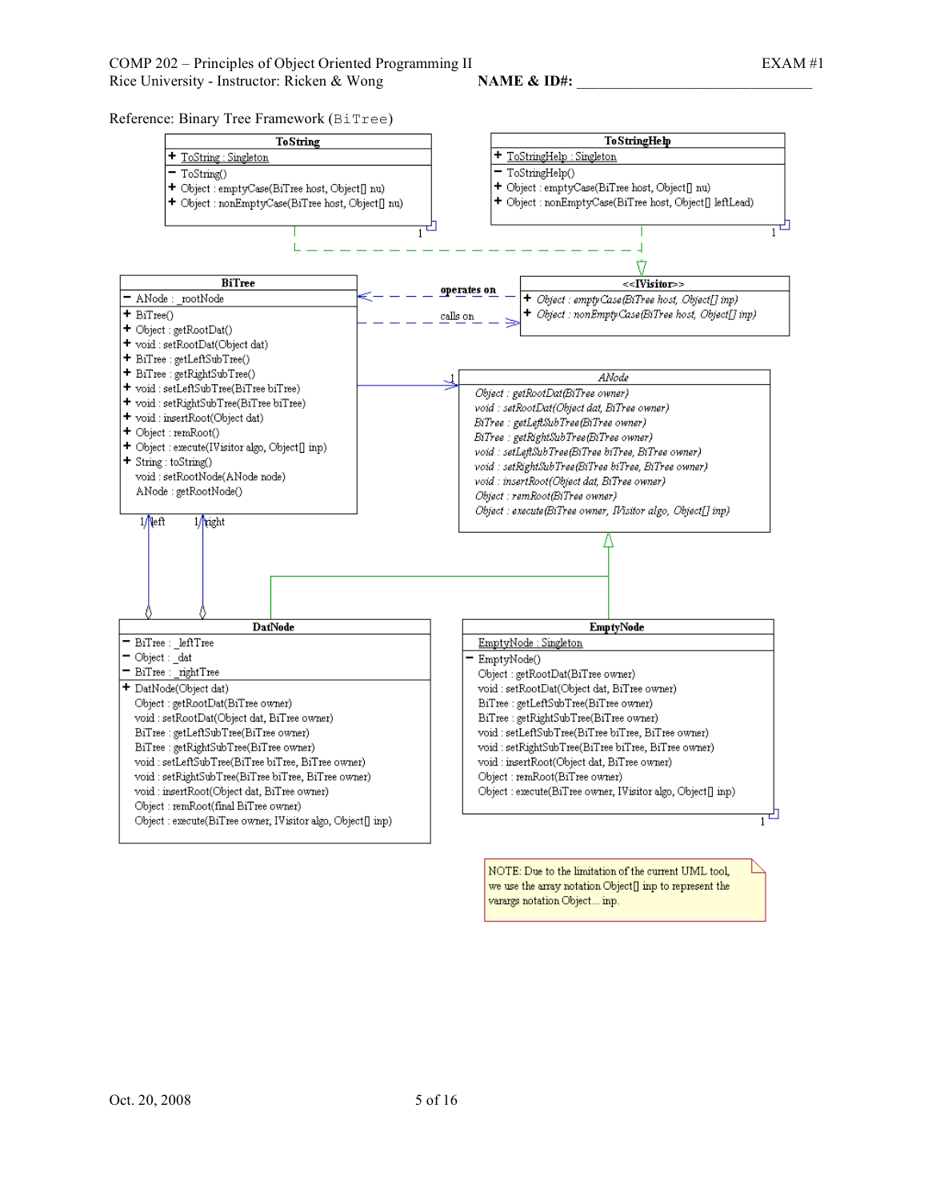Reference: Binary Tree Framework (`BiTree`)

**ToString**
- \+ <u>ToString : Singleton</u>
- − ToString()
- \+ Object : emptyCase(BiTree host, Object[] nu)
- \+ Object : nonEmptyCase(BiTree host, Object[] nu)

1

**ToStringHelp**
- \+ <u>ToStringHelp : Singleton</u>
- − ToStringHelp()
- \+ Object : emptyCase(BiTree host, Object[] nu)
- \+ Object : nonEmptyCase(BiTree host, Object[] leftLead)

1

**BiTree**
- − ANode : _rootNode
- \+ BiTree()
- \+ Object : getRootDat()
- \+ void : setRootDat(Object dat)
- \+ BiTree : getLeftSubTree()
- \+ BiTree : getRightSubTree()
- \+ void : setLeftSubTree(BiTree biTree)
- \+ void : setRightSubTree(BiTree biTree)
- \+ void : insertRoot(Object dat)
- \+ Object : remRoot()
- \+ Object : execute(IVisitor algo, Object[] inp)
- \+ String : toString()
- void : setRootNode(ANode node)
- ANode : getRootNode()

operates on

calls on

**<<IVisitor>>**
- \+ *Object : emptyCase(BiTree host, Object[] inp)*
- \+ *Object : nonEmptyCase(BiTree host, Object[] inp)*

1

***ANode***
- *Object : getRootDat(BiTree owner)*
- *void : setRootDat(Object dat, BiTree owner)*
- *BiTree : getLeftSubTree(BiTree owner)*
- *BiTree : getRightSubTree(BiTree owner)*
- *void : setLeftSubTree(BiTree biTree, BiTree owner)*
- *void : setRightSubTree(BiTree biTree, BiTree owner)*
- *void : insertRoot(Object dat, BiTree owner)*
- *Object : remRoot(BiTree owner)*
- *Object : execute(BiTree owner, IVisitor algo, Object[] inp)*

1 left 1 right

**DatNode**
- − BiTree : _leftTree
- − Object : _dat
- − BiTree : _rightTree
- \+ DatNode(Object dat)
- Object : getRootDat(BiTree owner)
- void : setRootDat(Object dat, BiTree owner)
- BiTree : getLeftSubTree(BiTree owner)
- BiTree : getRightSubTree(BiTree owner)
- void : setLeftSubTree(BiTree biTree, BiTree owner)
- void : setRightSubTree(BiTree biTree, BiTree owner)
- void : insertRoot(Object dat, BiTree owner)
- Object : remRoot(final BiTree owner)
- Object : execute(BiTree owner, IVisitor algo, Object[] inp)

**EmptyNode**
- <u>EmptyNode : Singleton</u>
- − EmptyNode()
- Object : getRootDat(BiTree owner)
- void : setRootDat(Object dat, BiTree owner)
- BiTree : getLeftSubTree(BiTree owner)
- BiTree : getRightSubTree(BiTree owner)
- void : setLeftSubTree(BiTree biTree, BiTree owner)
- void : setRightSubTree(BiTree biTree, BiTree owner)
- void : insertRoot(Object dat, BiTree owner)
- Object : remRoot(BiTree owner)
- Object : execute(BiTree owner, IVisitor algo, Object[] inp)

1

NOTE: Due to the limitation of the current UML tool, we use the array notation Object[] inp to represent the varargs notation Object... inp.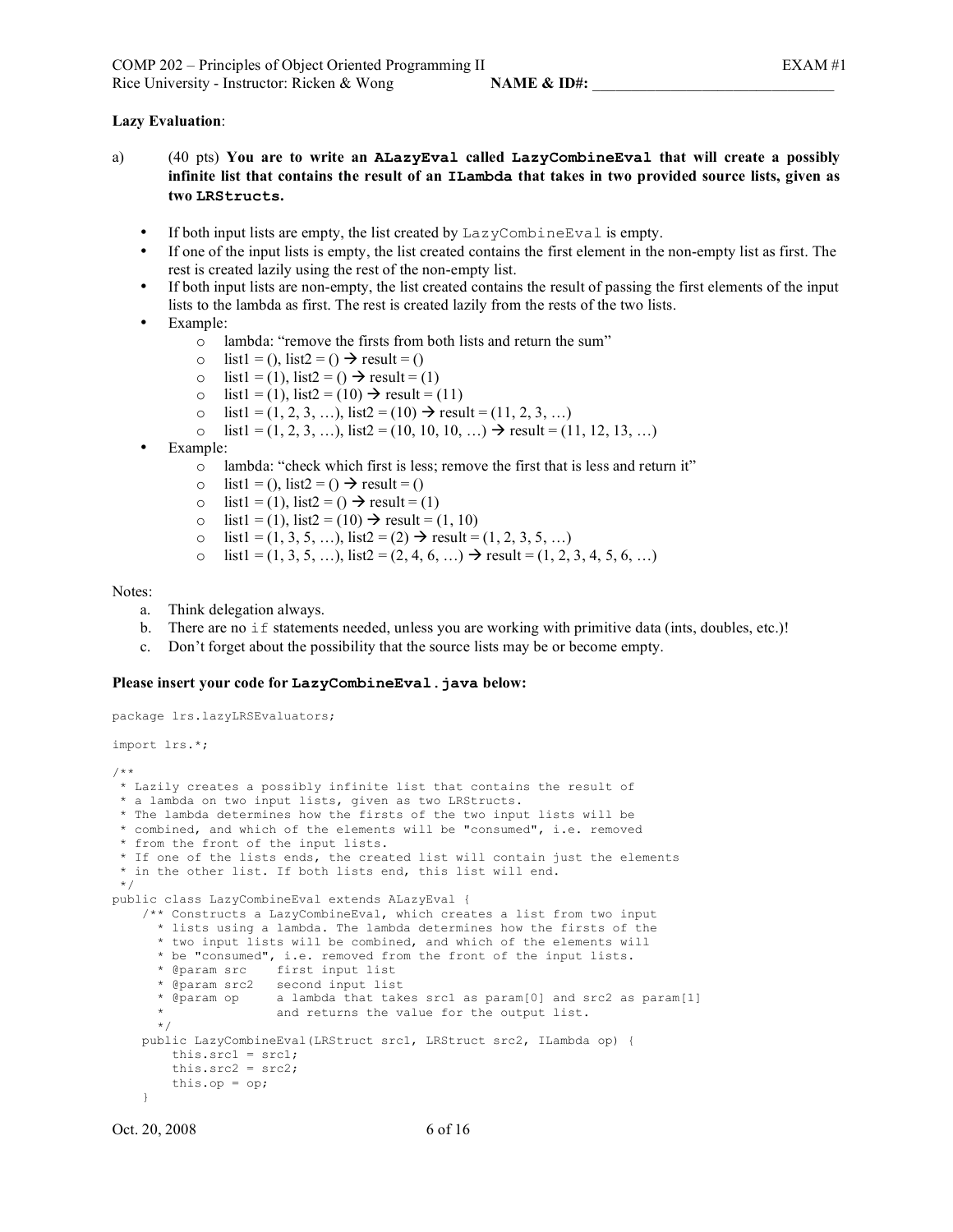**Lazy Evaluation**:

a) (40 pts) **You are to write an `ALazyEval` called `LazyCombineEval` that will create a possibly infinite list that contains the result of an `ILambda` that takes in two provided source lists, given as two `LRStructs`.**

- If both input lists are empty, the list created by `LazyCombineEval` is empty.
- If one of the input lists is empty, the list created contains the first element in the non-empty list as first. The rest is created lazily using the rest of the non-empty list.
- If both input lists are non-empty, the list created contains the result of passing the first elements of the input lists to the lambda as first. The rest is created lazily from the rests of the two lists.
- Example:
  - lambda: "remove the firsts from both lists and return the sum"
  - list1 = (), list2 = () → result = ()
  - list1 = (1), list2 = () → result = (1)
  - list1 = (1), list2 = (10) → result = (11)
  - list1 = (1, 2, 3, …), list2 = (10) → result = (11, 2, 3, …)
  - list1 = (1, 2, 3, …), list2 = (10, 10, 10, …) → result = (11, 12, 13, …)
- Example:
  - lambda: "check which first is less; remove the first that is less and return it"
  - list1 = (), list2 = () → result = ()
  - list1 = (1), list2 = () → result = (1)
  - list1 = (1), list2 = (10) → result = (1, 10)
  - list1 = (1, 3, 5, …), list2 = (2) → result = (1, 2, 3, 5, …)
  - list1 = (1, 3, 5, …), list2 = (2, 4, 6, …) → result = (1, 2, 3, 4, 5, 6, …)

Notes:

a. Think delegation always.
b. There are no `if` statements needed, unless you are working with primitive data (ints, doubles, etc.)!
c. Don't forget about the possibility that the source lists may be or become empty.

**Please insert your code for `LazyCombineEval.java` below:**

```
package lrs.lazyLRSEvaluators;

import lrs.*;

/**
 * Lazily creates a possibly infinite list that contains the result of
 * a lambda on two input lists, given as two LRStructs.
 * The lambda determines how the firsts of the two input lists will be
 * combined, and which of the elements will be "consumed", i.e. removed
 * from the front of the input lists.
 * If one of the lists ends, the created list will contain just the elements
 * in the other list. If both lists end, this list will end.
 */
public class LazyCombineEval extends ALazyEval {
    /** Constructs a LazyCombineEval, which creates a list from two input
      * lists using a lambda. The lambda determines how the firsts of the
      * two input lists will be combined, and which of the elements will
      * be "consumed", i.e. removed from the front of the input lists.
      * @param src    first input list
      * @param src2   second input list
      * @param op     a lambda that takes src1 as param[0] and src2 as param[1]
      *               and returns the value for the output list.
      */
    public LazyCombineEval(LRStruct src1, LRStruct src2, ILambda op) {
        this.src1 = src1;
        this.src2 = src2;
        this.op = op;
    }
```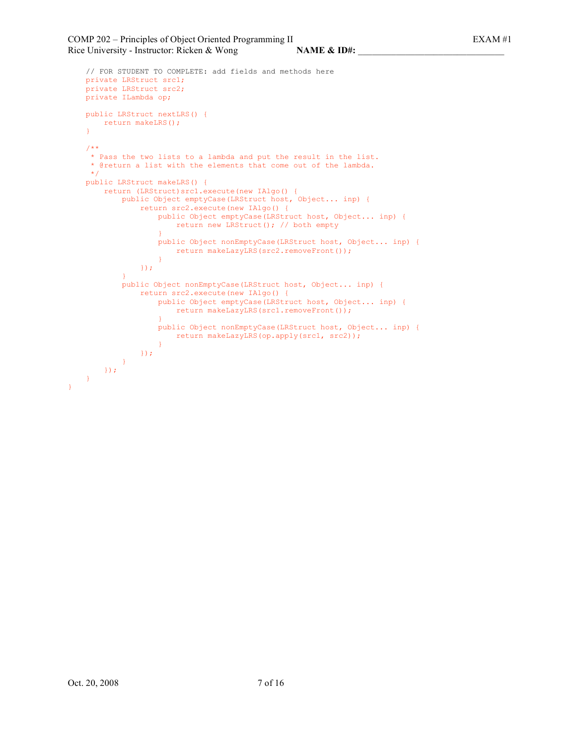```java
    // FOR STUDENT TO COMPLETE: add fields and methods here
    private LRStruct src1;
    private LRStruct src2;
    private ILambda op;

    public LRStruct nextLRS() {
        return makeLRS();
    }

    /**
     * Pass the two lists to a lambda and put the result in the list.
     * @return a list with the elements that come out of the lambda.
     */
    public LRStruct makeLRS() {
        return (LRStruct)src1.execute(new IAlgo() {
            public Object emptyCase(LRStruct host, Object... inp) {
                return src2.execute(new IAlgo() {
                    public Object emptyCase(LRStruct host, Object... inp) {
                        return new LRStruct(); // both empty
                    }
                    public Object nonEmptyCase(LRStruct host, Object... inp) {
                        return makeLazyLRS(src2.removeFront());
                    }
                });
            }
            public Object nonEmptyCase(LRStruct host, Object... inp) {
                return src2.execute(new IAlgo() {
                    public Object emptyCase(LRStruct host, Object... inp) {
                        return makeLazyLRS(src1.removeFront());
                    }
                    public Object nonEmptyCase(LRStruct host, Object... inp) {
                        return makeLazyLRS(op.apply(src1, src2));
                    }
                });
            }
        });
    }
}
```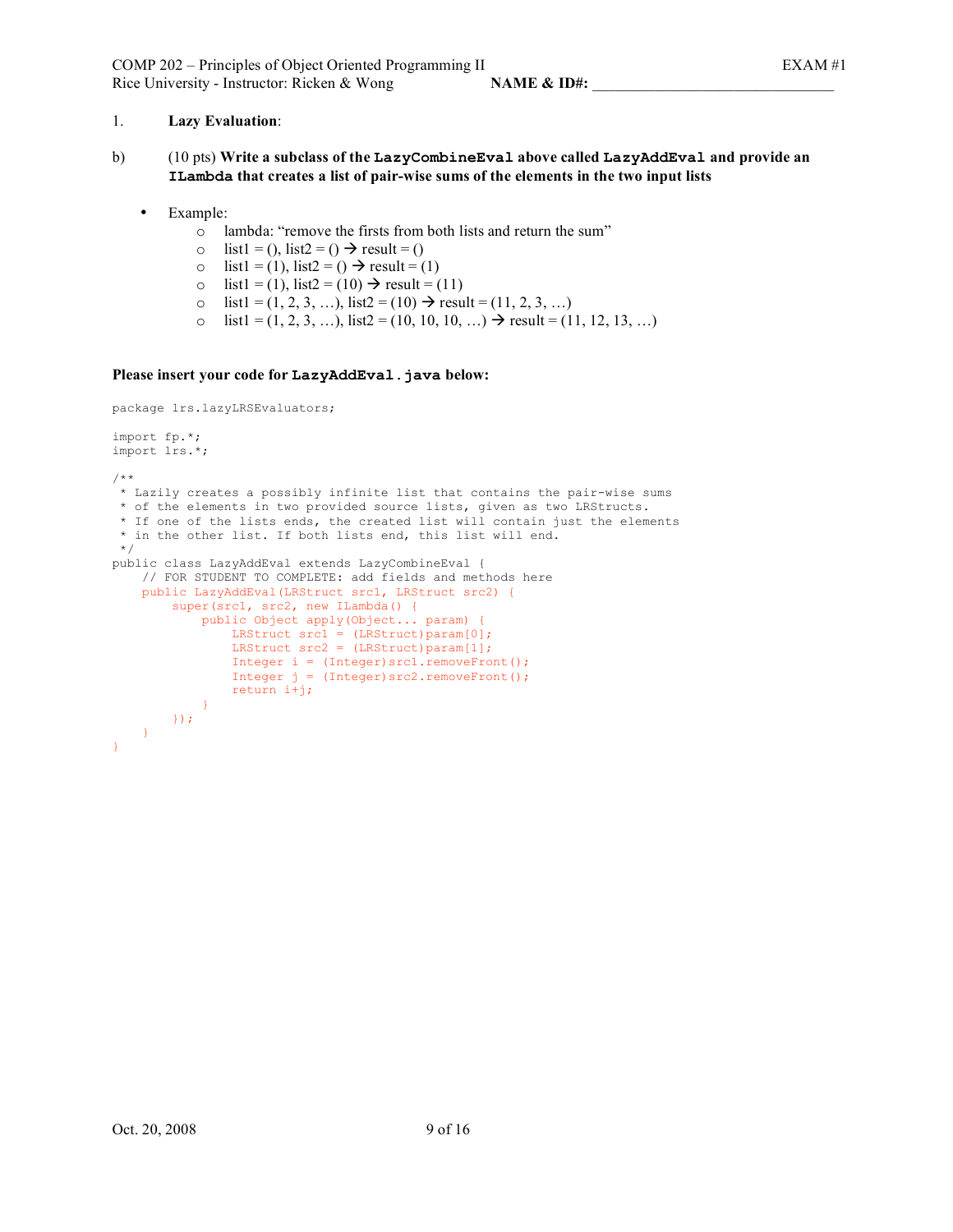1. **Lazy Evaluation**:

b) (10 pts) **Write a subclass of the `LazyCombineEval` above called `LazyAddEval` and provide an `ILambda` that creates a list of pair-wise sums of the elements in the two input lists**

- Example:
  - lambda: "remove the firsts from both lists and return the sum"
  - list1 = (), list2 = () → result = ()
  - list1 = (1), list2 = () → result = (1)
  - list1 = (1), list2 = (10) → result = (11)
  - list1 = (1, 2, 3, …), list2 = (10) → result = (11, 2, 3, …)
  - list1 = (1, 2, 3, …), list2 = (10, 10, 10, …) → result = (11, 12, 13, …)

**Please insert your code for `LazyAddEval.java` below:**

```
package lrs.lazyLRSEvaluators;

import fp.*;
import lrs.*;

/**
 * Lazily creates a possibly infinite list that contains the pair-wise sums
 * of the elements in two provided source lists, given as two LRStructs.
 * If one of the lists ends, the created list will contain just the elements
 * in the other list. If both lists end, this list will end.
 */
public class LazyAddEval extends LazyCombineEval {
    // FOR STUDENT TO COMPLETE: add fields and methods here
    public LazyAddEval(LRStruct src1, LRStruct src2) {
        super(src1, src2, new ILambda() {
            public Object apply(Object... param) {
                LRStruct src1 = (LRStruct)param[0];
                LRStruct src2 = (LRStruct)param[1];
                Integer i = (Integer)src1.removeFront();
                Integer j = (Integer)src2.removeFront();
                return i+j;
            }
        });
    }
}
```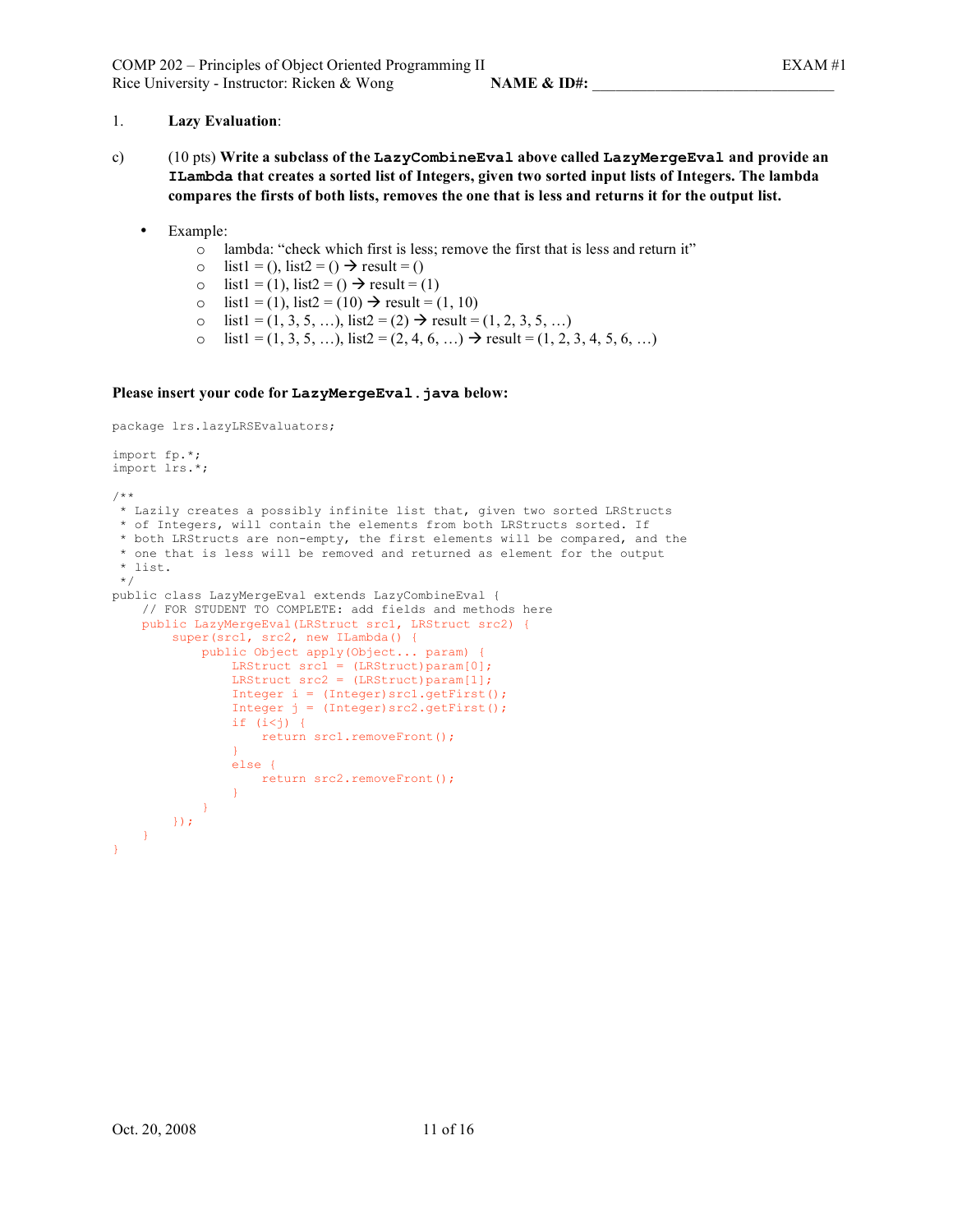1. **Lazy Evaluation**:

c) (10 pts) **Write a subclass of the `LazyCombineEval` above called `LazyMergeEval` and provide an `ILambda` that creates a sorted list of Integers, given two sorted input lists of Integers. The lambda compares the firsts of both lists, removes the one that is less and returns it for the output list.**

- Example:
  - lambda: "check which first is less; remove the first that is less and return it"
  - list1 = (), list2 = () → result = ()
  - list1 = (1), list2 = () → result = (1)
  - list1 = (1), list2 = (10) → result = (1, 10)
  - list1 = (1, 3, 5, …), list2 = (2) → result = (1, 2, 3, 5, …)
  - list1 = (1, 3, 5, …), list2 = (2, 4, 6, …) → result = (1, 2, 3, 4, 5, 6, …)

**Please insert your code for `LazyMergeEval.java` below:**

```
package lrs.lazyLRSEvaluators;

import fp.*;
import lrs.*;

/**
 * Lazily creates a possibly infinite list that, given two sorted LRStructs
 * of Integers, will contain the elements from both LRStructs sorted. If
 * both LRStructs are non-empty, the first elements will be compared, and the
 * one that is less will be removed and returned as element for the output
 * list.
 */
public class LazyMergeEval extends LazyCombineEval {
    // FOR STUDENT TO COMPLETE: add fields and methods here
    public LazyMergeEval(LRStruct src1, LRStruct src2) {
        super(src1, src2, new ILambda() {
            public Object apply(Object... param) {
                LRStruct src1 = (LRStruct)param[0];
                LRStruct src2 = (LRStruct)param[1];
                Integer i = (Integer)src1.getFirst();
                Integer j = (Integer)src2.getFirst();
                if (i<j) {
                    return src1.removeFront();
                }
                else {
                    return src2.removeFront();
                }
            }
        });
    }
}
```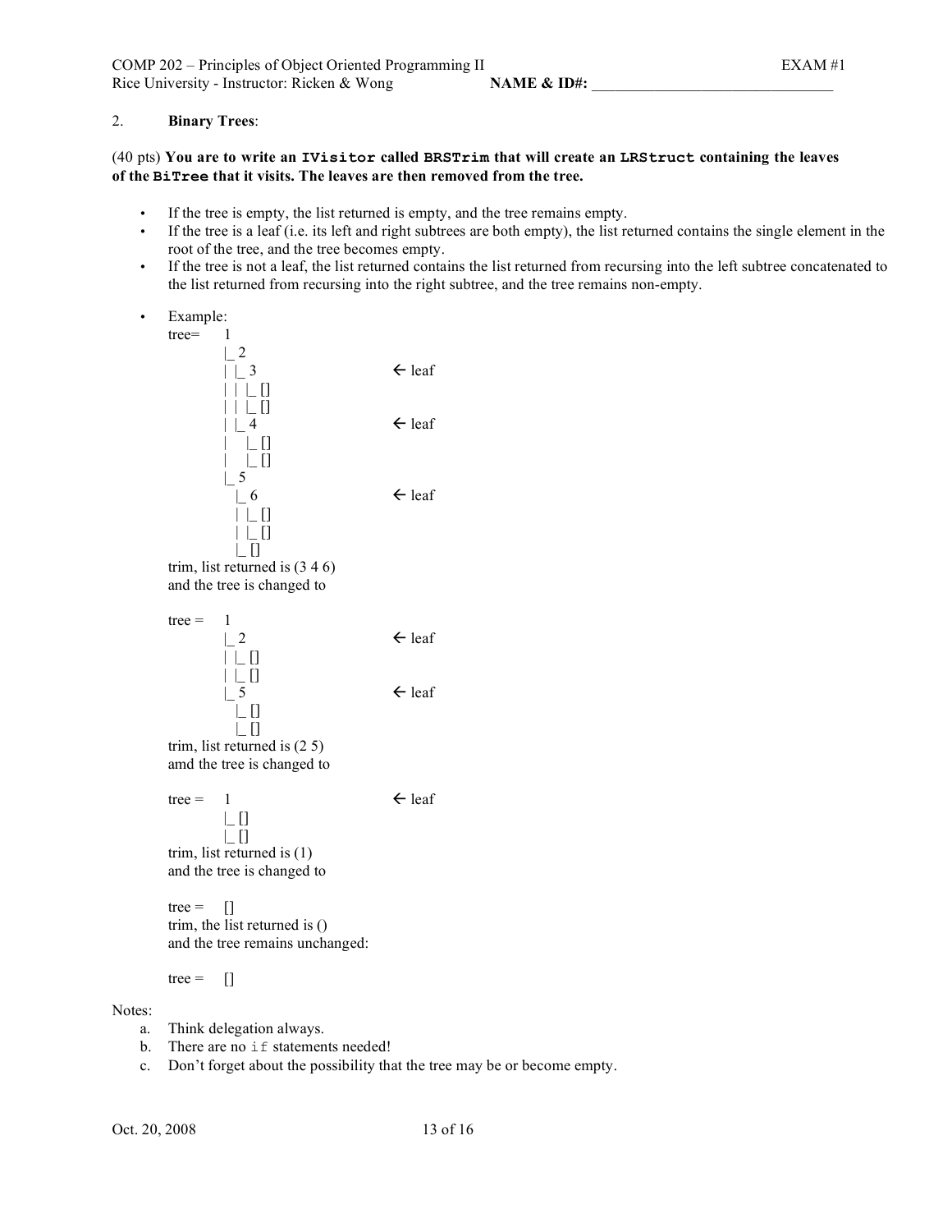2. **Binary Trees**:

(40 pts) **You are to write an `IVisitor` called `BRSTrim` that will create an `LRStruct` containing the leaves of the `BiTree` that it visits. The leaves are then removed from the tree.**

- If the tree is empty, the list returned is empty, and the tree remains empty.
- If the tree is a leaf (i.e. its left and right subtrees are both empty), the list returned contains the single element in the root of the tree, and the tree becomes empty.
- If the tree is not a leaf, the list returned contains the list returned from recursing into the left subtree concatenated to the list returned from recursing into the right subtree, and the tree remains non-empty.
- Example:

```
tree=   1
        |_ 2
        | |_ 3                    ← leaf
        | | |_ []
        | | |_ []
        | |_ 4                    ← leaf
        |   |_ []
        |   |_ []
        |_ 5
          |_ 6                    ← leaf
          | |_ []
          | |_ []
          |_ []
```

trim, list returned is (3 4 6)
and the tree is changed to

```
tree =  1
        |_ 2                      ← leaf
        | |_ []
        | |_ []
        |_ 5                      ← leaf
          |_ []
          |_ []
```

trim, list returned is (2 5)
amd the tree is changed to

```
tree =  1                         ← leaf
        |_ []
        |_ []
```

trim, list returned is (1)
and the tree is changed to

```
tree =  []
```

trim, the list returned is ()
and the tree remains unchanged:

```
tree =  []
```

Notes:

a. Think delegation always.
b. There are no `if` statements needed!
c. Don't forget about the possibility that the tree may be or become empty.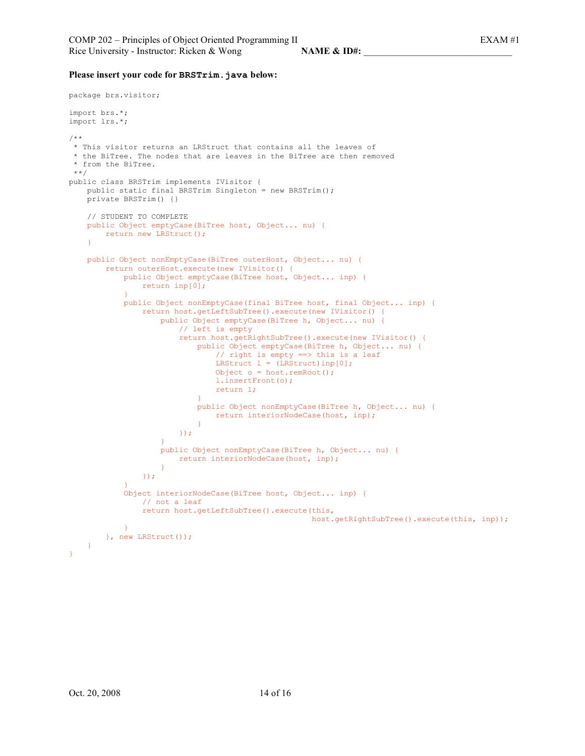**Please insert your code for `BRSTrim.java` below:**

```
package brs.visitor;

import brs.*;
import lrs.*;

/**
 * This visitor returns an LRStruct that contains all the leaves of
 * the BiTree. The nodes that are leaves in the BiTree are then removed
 * from the BiTree.
 **/
public class BRSTrim implements IVisitor {
    public static final BRSTrim Singleton = new BRSTrim();
    private BRSTrim() {}

    // STUDENT TO COMPLETE
    public Object emptyCase(BiTree host, Object... nu) {
        return new LRStruct();
    }

    public Object nonEmptyCase(BiTree outerHost, Object... nu) {
        return outerHost.execute(new IVisitor() {
            public Object emptyCase(BiTree host, Object... inp) {
                return inp[0];
            }
            public Object nonEmptyCase(final BiTree host, final Object... inp) {
                return host.getLeftSubTree().execute(new IVisitor() {
                    public Object emptyCase(BiTree h, Object... nu) {
                        // left is empty
                        return host.getRightSubTree().execute(new IVisitor() {
                            public Object emptyCase(BiTree h, Object... nu) {
                                // right is empty ==> this is a leaf
                                LRStruct l = (LRStruct)inp[0];
                                Object o = host.remRoot();
                                l.insertFront(o);
                                return l;
                            }
                            public Object nonEmptyCase(BiTree h, Object... nu) {
                                return interiorNodeCase(host, inp);
                            }
                        });
                    }
                    public Object nonEmptyCase(BiTree h, Object... nu) {
                        return interiorNodeCase(host, inp);
                    }
                });
            }
            Object interiorNodeCase(BiTree host, Object... inp) {
                // not a leaf
                return host.getLeftSubTree().execute(this,
                                             host.getRightSubTree().execute(this, inp));
            }
        }, new LRStruct());
    }
}
```